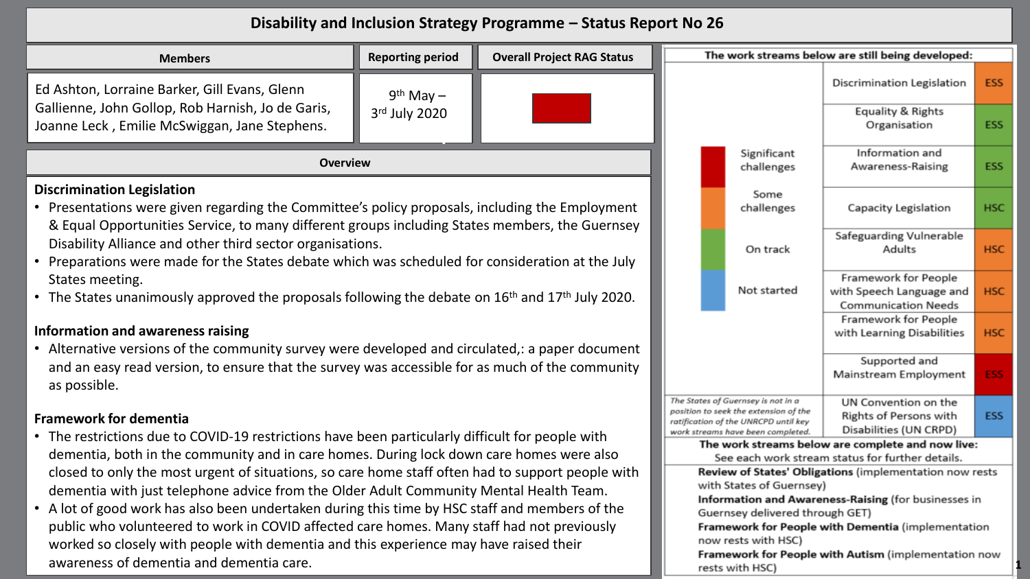# Disability and Inclusion Strategy Programme – Status Report No 26

| Members | Reporting period | Overall Project RAG Status |
|---|---|---|
| Ed Ashton, Lorraine Barker, Gill Evans, Glenn Gallienne, John Gollop, Rob Harnish, Jo de Garis, Joanne Leck , Emilie McSwiggan, Jane Stephens. | 9th May – 3rd July 2020 | Red |

## Overview

**Discrimination Legislation**

- Presentations were given regarding the Committee's policy proposals, including the Employment & Equal Opportunities Service, to many different groups including States members, the Guernsey Disability Alliance and other third sector organisations.
- Preparations were made for the States debate which was scheduled for consideration at the July States meeting.
- The States unanimously approved the proposals following the debate on 16th and 17th July 2020.

**Information and awareness raising**

- Alternative versions of the community survey were developed and circulated,: a paper document and an easy read version, to ensure that the survey was accessible for as much of the community as possible.

**Framework for dementia**

- The restrictions due to COVID-19 restrictions have been particularly difficult for people with dementia, both in the community and in care homes. During lock down care homes were also closed to only the most urgent of situations, so care home staff often had to support people with dementia with just telephone advice from the Older Adult Community Mental Health Team.
- A lot of good work has also been undertaken during this time by HSC staff and members of the public who volunteered to work in COVID affected care homes. Many staff had not previously worked so closely with people with dementia and this experience may have raised their awareness of dementia and dementia care.

**The work streams below are still being developed:**

Key: Red – Significant challenges; Orange – Some challenges; Green – On track; Blue – Not started

| Work stream | Committee | Status |
|---|---|---|
| Discrimination Legislation | ESS | Orange |
| Equality & Rights Organisation | ESS | Green |
| Information and Awareness-Raising | ESS | Green |
| Capacity Legislation | HSC | Green |
| Safeguarding Vulnerable Adults | HSC | Green |
| Framework for People with Speech Language and Communication Needs | HSC | Green |
| Framework for People with Learning Disabilities | HSC | Green |
| Supported and Mainstream Employment | ESS | Red |
| UN Convention on the Rights of Persons with Disabilities (UN CRPD) | ESS | Blue |

*The States of Guernsey is not in a position to seek the extension of the ratification of the UNRCPD until key work streams have been completed.*

**The work streams below are complete and now live:**
See each work stream status for further details.

**Review of States' Obligations** (implementation now rests with States of Guernsey)
**Information and Awareness-Raising** (for businesses in Guernsey delivered through GET)
**Framework for People with Dementia** (implementation now rests with HSC)
**Framework for People with Autism** (implementation now rests with HSC)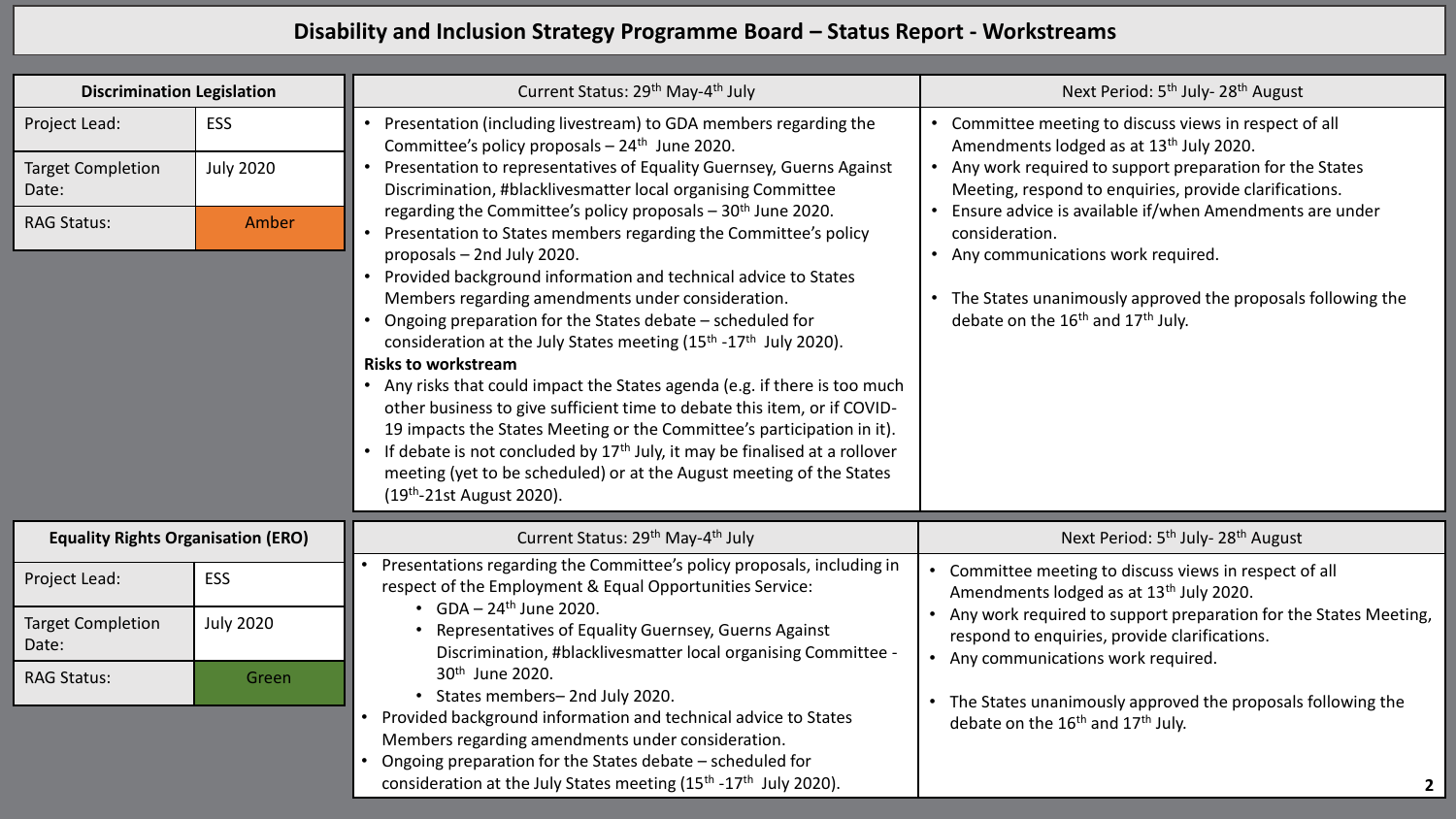# Disability and Inclusion Strategy Programme Board – Status Report - Workstreams

## Discrimination Legislation

| Discrimination Legislation | |
|---|---|
| Project Lead: | ESS |
| Target Completion Date: | July 2020 |
| RAG Status: | Amber |

**Current Status: 29th May-4th July**

- Presentation (including livestream) to GDA members regarding the Committee's policy proposals – 24th June 2020.
- Presentation to representatives of Equality Guernsey, Guerns Against Discrimination, #blacklivesmatter local organising Committee regarding the Committee's policy proposals – 30th June 2020.
- Presentation to States members regarding the Committee's policy proposals – 2nd July 2020.
- Provided background information and technical advice to States Members regarding amendments under consideration.
- Ongoing preparation for the States debate – scheduled for consideration at the July States meeting (15th -17th July 2020).

**Risks to workstream**

- Any risks that could impact the States agenda (e.g. if there is too much other business to give sufficient time to debate this item, or if COVID-19 impacts the States Meeting or the Committee's participation in it).
- If debate is not concluded by 17th July, it may be finalised at a rollover meeting (yet to be scheduled) or at the August meeting of the States (19th-21st August 2020).

**Next Period: 5th July- 28th August**

- Committee meeting to discuss views in respect of all Amendments lodged as at 13th July 2020.
- Any work required to support preparation for the States Meeting, respond to enquiries, provide clarifications.
- Ensure advice is available if/when Amendments are under consideration.
- Any communications work required.
- The States unanimously approved the proposals following the debate on the 16th and 17th July.

## Equality Rights Organisation (ERO)

| Equality Rights Organisation (ERO) | |
|---|---|
| Project Lead: | ESS |
| Target Completion Date: | July 2020 |
| RAG Status: | Green |

**Current Status: 29th May-4th July**

- Presentations regarding the Committee's policy proposals, including in respect of the Employment & Equal Opportunities Service:
  - GDA – 24th June 2020.
  - Representatives of Equality Guernsey, Guerns Against Discrimination, #blacklivesmatter local organising Committee - 30th June 2020.
  - States members– 2nd July 2020.
- Provided background information and technical advice to States Members regarding amendments under consideration.
- Ongoing preparation for the States debate – scheduled for consideration at the July States meeting (15th -17th July 2020).

**Next Period: 5th July- 28th August**

- Committee meeting to discuss views in respect of all Amendments lodged as at 13th July 2020.
- Any work required to support preparation for the States Meeting, respond to enquiries, provide clarifications.
- Any communications work required.
- The States unanimously approved the proposals following the debate on the 16th and 17th July.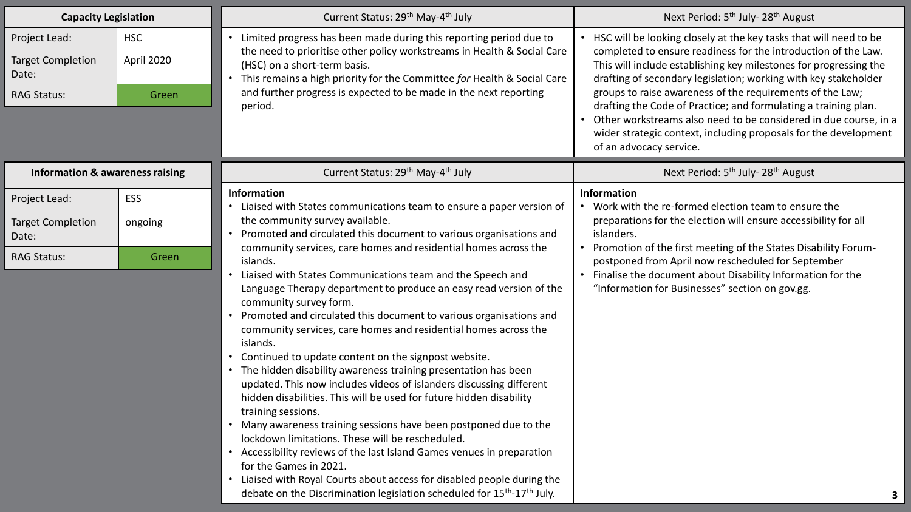| Capacity Legislation | |
|---|---|
| Project Lead: | HSC |
| Target Completion Date: | April 2020 |
| RAG Status: | Green |

**Current Status: 29th May-4th July**

- Limited progress has been made during this reporting period due to the need to prioritise other policy workstreams in Health & Social Care (HSC) on a short-term basis.
- This remains a high priority for the Committee *for* Health & Social Care and further progress is expected to be made in the next reporting period.

**Next Period: 5th July- 28th August**

- HSC will be looking closely at the key tasks that will need to be completed to ensure readiness for the introduction of the Law. This will include establishing key milestones for progressing the drafting of secondary legislation; working with key stakeholder groups to raise awareness of the requirements of the Law; drafting the Code of Practice; and formulating a training plan.
- Other workstreams also need to be considered in due course, in a wider strategic context, including proposals for the development of an advocacy service.

| Information & awareness raising | |
|---|---|
| Project Lead: | ESS |
| Target Completion Date: | ongoing |
| RAG Status: | Green |

**Current Status: 29th May-4th July**

**Information**

- Liaised with States communications team to ensure a paper version of the community survey available.
- Promoted and circulated this document to various organisations and community services, care homes and residential homes across the islands.
- Liaised with States Communications team and the Speech and Language Therapy department to produce an easy read version of the community survey form.
- Promoted and circulated this document to various organisations and community services, care homes and residential homes across the islands.
- Continued to update content on the signpost website.
- The hidden disability awareness training presentation has been updated. This now includes videos of islanders discussing different hidden disabilities. This will be used for future hidden disability training sessions.
- Many awareness training sessions have been postponed due to the lockdown limitations. These will be rescheduled.
- Accessibility reviews of the last Island Games venues in preparation for the Games in 2021.
- Liaised with Royal Courts about access for disabled people during the debate on the Discrimination legislation scheduled for 15th-17th July.

**Next Period: 5th July- 28th August**

**Information**

- Work with the re-formed election team to ensure the preparations for the election will ensure accessibility for all islanders.
- Promotion of the first meeting of the States Disability Forum- postponed from April now rescheduled for September
- Finalise the document about Disability Information for the "Information for Businesses" section on gov.gg.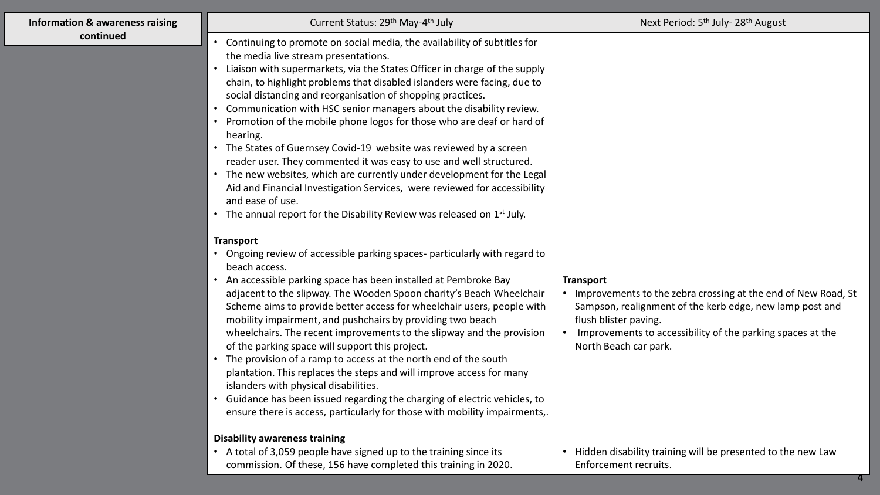| Information & awareness raising continued | Current Status: 29th May-4th July | Next Period: 5th July- 28th August |
|---|---|---|
| | • Continuing to promote on social media, the availability of subtitles for the media live stream presentations.<br>• Liaison with supermarkets, via the States Officer in charge of the supply chain, to highlight problems that disabled islanders were facing, due to social distancing and reorganisation of shopping practices.<br>• Communication with HSC senior managers about the disability review.<br>• Promotion of the mobile phone logos for those who are deaf or hard of hearing.<br>• The States of Guernsey Covid-19 website was reviewed by a screen reader user. They commented it was easy to use and well structured.<br>• The new websites, which are currently under development for the Legal Aid and Financial Investigation Services, were reviewed for accessibility and ease of use.<br>• The annual report for the Disability Review was released on 1st July. | |
| | **Transport**<br>• Ongoing review of accessible parking spaces- particularly with regard to beach access.<br>• An accessible parking space has been installed at Pembroke Bay adjacent to the slipway. The Wooden Spoon charity's Beach Wheelchair Scheme aims to provide better access for wheelchair users, people with mobility impairment, and pushchairs by providing two beach wheelchairs. The recent improvements to the slipway and the provision of the parking space will support this project.<br>• The provision of a ramp to access at the north end of the south plantation. This replaces the steps and will improve access for many islanders with physical disabilities.<br>• Guidance has been issued regarding the charging of electric vehicles, to ensure there is access, particularly for those with mobility impairments,. | **Transport**<br>• Improvements to the zebra crossing at the end of New Road, St Sampson, realignment of the kerb edge, new lamp post and flush blister paving.<br>• Improvements to accessibility of the parking spaces at the North Beach car park. |
| | **Disability awareness training**<br>• A total of 3,059 people have signed up to the training since its commission. Of these, 156 have completed this training in 2020. | • Hidden disability training will be presented to the new Law Enforcement recruits. |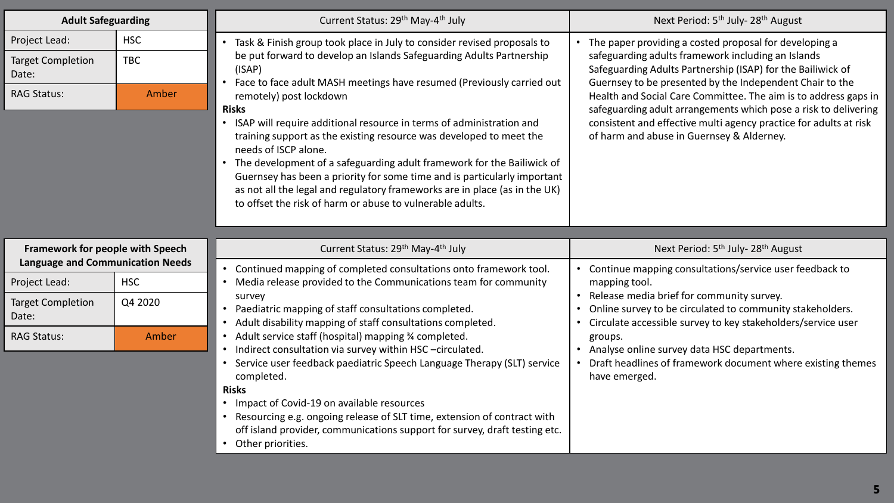## Adult Safeguarding

| Adult Safeguarding | |
|---|---|
| Project Lead: | HSC |
| Target Completion Date: | TBC |
| RAG Status: | Amber |

| Current Status: 29th May-4th July | Next Period: 5th July- 28th August |
|---|---|
| • Task & Finish group took place in July to consider revised proposals to be put forward to develop an Islands Safeguarding Adults Partnership (ISAP)<br>• Face to face adult MASH meetings have resumed (Previously carried out remotely) post lockdown<br>**Risks**<br>• ISAP will require additional resource in terms of administration and training support as the existing resource was developed to meet the needs of ISCP alone.<br>• The development of a safeguarding adult framework for the Bailiwick of Guernsey has been a priority for some time and is particularly important as not all the legal and regulatory frameworks are in place (as in the UK) to offset the risk of harm or abuse to vulnerable adults. | • The paper providing a costed proposal for developing a safeguarding adults framework including an Islands Safeguarding Adults Partnership (ISAP) for the Bailiwick of Guernsey to be presented by the Independent Chair to the Health and Social Care Committee. The aim is to address gaps in safeguarding adult arrangements which pose a risk to delivering consistent and effective multi agency practice for adults at risk of harm and abuse in Guernsey & Alderney. |

## Framework for people with Speech Language and Communication Needs

| Framework for people with Speech Language and Communication Needs | |
|---|---|
| Project Lead: | HSC |
| Target Completion Date: | Q4 2020 |
| RAG Status: | Amber |

| Current Status: 29th May-4th July | Next Period: 5th July- 28th August |
|---|---|
| • Continued mapping of completed consultations onto framework tool.<br>• Media release provided to the Communications team for community survey<br>• Paediatric mapping of staff consultations completed.<br>• Adult disability mapping of staff consultations completed.<br>• Adult service staff (hospital) mapping ¾ completed.<br>• Indirect consultation via survey within HSC –circulated.<br>• Service user feedback paediatric Speech Language Therapy (SLT) service completed.<br>**Risks**<br>• Impact of Covid-19 on available resources<br>• Resourcing e.g. ongoing release of SLT time, extension of contract with off island provider, communications support for survey, draft testing etc.<br>• Other priorities. | • Continue mapping consultations/service user feedback to mapping tool.<br>• Release media brief for community survey.<br>• Online survey to be circulated to community stakeholders.<br>• Circulate accessible survey to key stakeholders/service user groups.<br>• Analyse online survey data HSC departments.<br>• Draft headlines of framework document where existing themes have emerged. |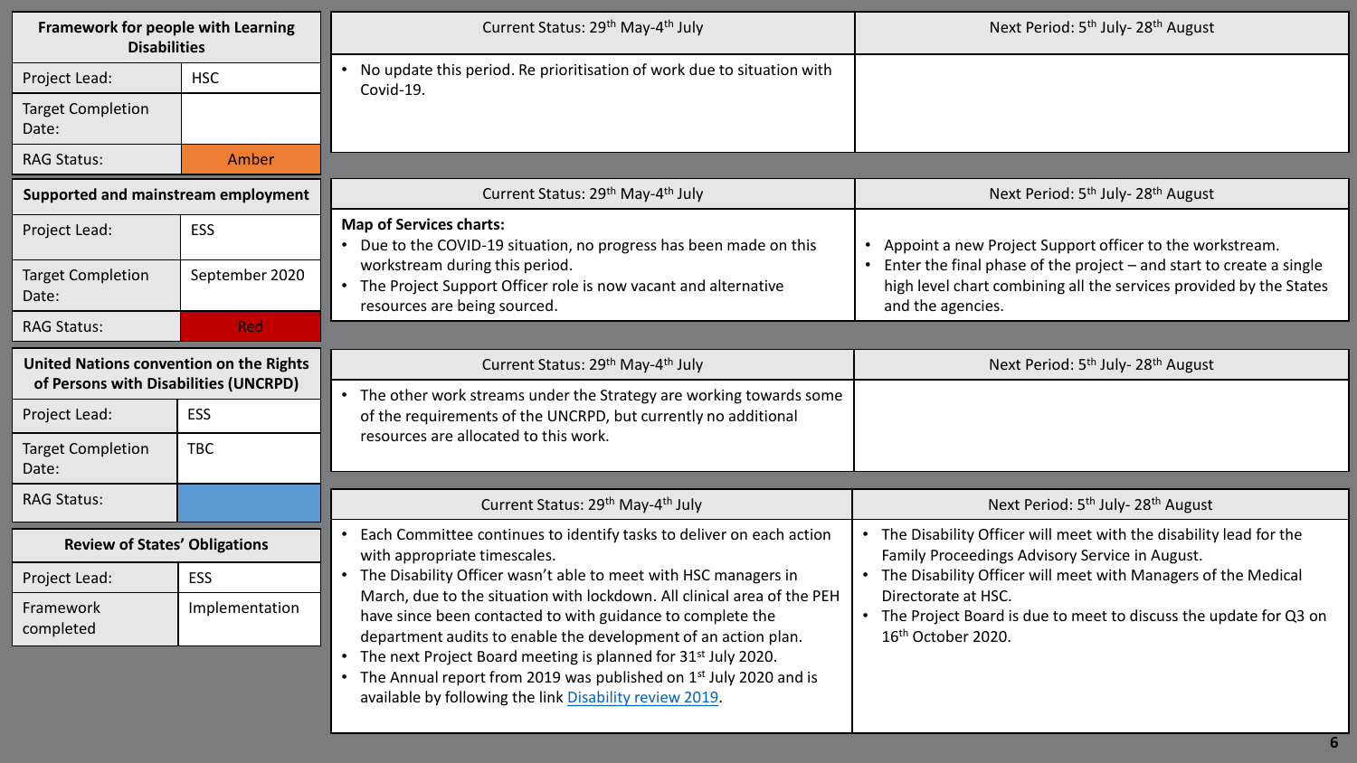## Framework for people with Learning Disabilities

| | |
|---|---|
| Project Lead: | HSC |
| Target Completion Date: | |
| RAG Status: | Amber |

| Current Status: 29th May-4th July | Next Period: 5th July- 28th August |
|---|---|
| • No update this period. Re prioritisation of work due to situation with Covid-19. | |

## Supported and mainstream employment

| | |
|---|---|
| Project Lead: | ESS |
| Target Completion Date: | September 2020 |
| RAG Status: | Red |

| Current Status: 29th May-4th July | Next Period: 5th July- 28th August |
|---|---|
| **Map of Services charts:** <br> • Due to the COVID-19 situation, no progress has been made on this workstream during this period. <br> • The Project Support Officer role is now vacant and alternative resources are being sourced. | • Appoint a new Project Support officer to the workstream. <br> • Enter the final phase of the project – and start to create a single high level chart combining all the services provided by the States and the agencies. |

## United Nations convention on the Rights of Persons with Disabilities (UNCRPD)

| | |
|---|---|
| Project Lead: | ESS |
| Target Completion Date: | TBC |
| RAG Status: | |

| Current Status: 29th May-4th July | Next Period: 5th July- 28th August |
|---|---|
| • The other work streams under the Strategy are working towards some of the requirements of the UNCRPD, but currently no additional resources are allocated to this work. | |

## Review of States' Obligations

| | |
|---|---|
| Project Lead: | ESS |
| Framework completed | Implementation |

| Current Status: 29th May-4th July | Next Period: 5th July- 28th August |
|---|---|
| • Each Committee continues to identify tasks to deliver on each action with appropriate timescales. <br> • The Disability Officer wasn't able to meet with HSC managers in March, due to the situation with lockdown. All clinical area of the PEH have since been contacted with guidance to complete the department audits to enable the development of an action plan. <br> • The next Project Board meeting is planned for 31st July 2020. <br> • The Annual report from 2019 was published on 1st July 2020 and is available by following the link [Disability review 2019](). | • The Disability Officer will meet with the disability lead for the Family Proceedings Advisory Service in August. <br> • The Disability Officer will meet with Managers of the Medical Directorate at HSC. <br> • The Project Board is due to meet to discuss the update for Q3 on 16th October 2020. |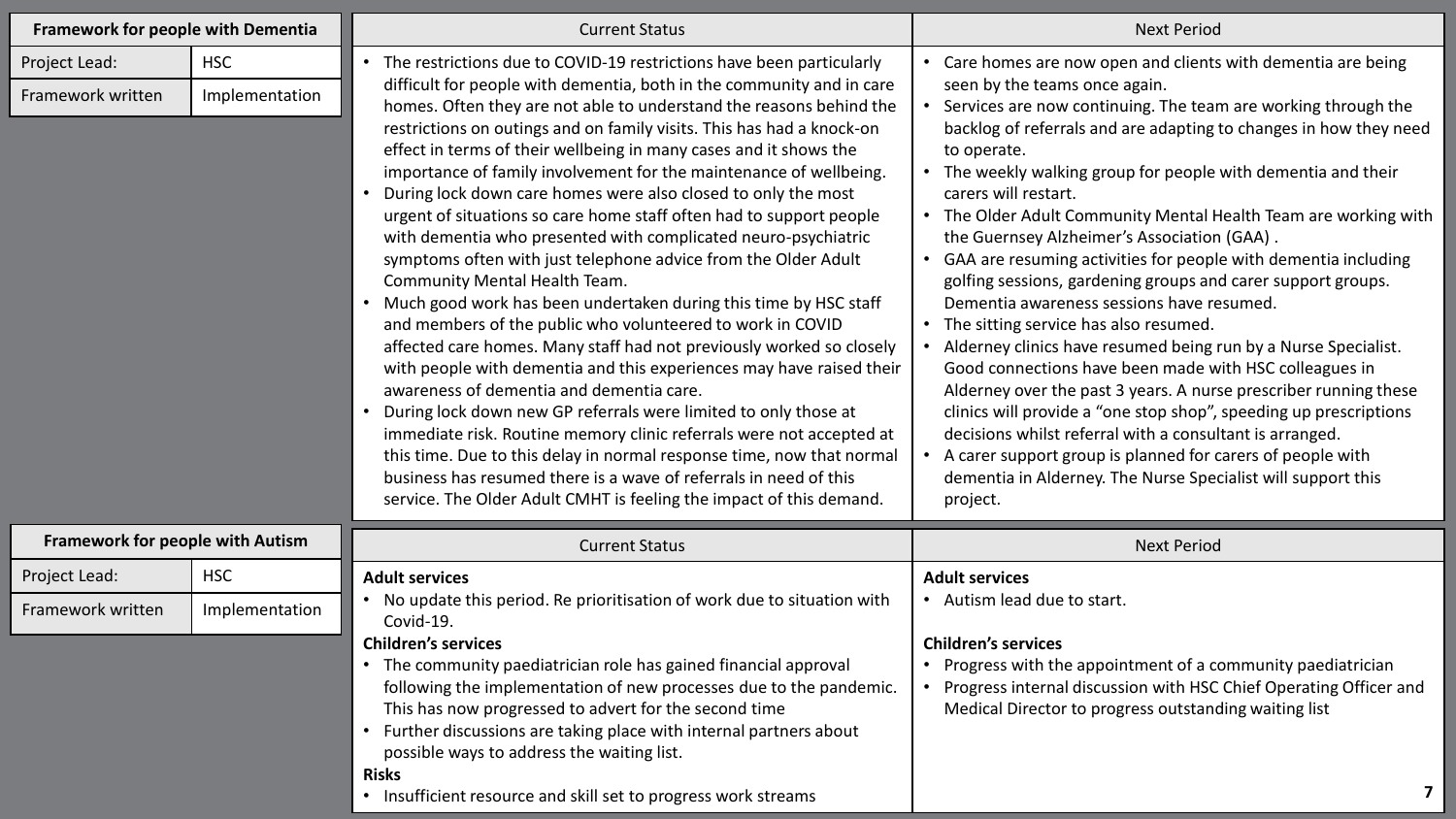| Framework for people with Dementia | |
|---|---|
| Project Lead: | HSC |
| Framework written | Implementation |

| Current Status | Next Period |
|---|---|
| • The restrictions due to COVID-19 restrictions have been particularly difficult for people with dementia, both in the community and in care homes. Often they are not able to understand the reasons behind the restrictions on outings and on family visits. This has had a knock-on effect in terms of their wellbeing in many cases and it shows the importance of family involvement for the maintenance of wellbeing.<br>• During lock down care homes were also closed to only the most urgent of situations so care home staff often had to support people with dementia who presented with complicated neuro-psychiatric symptoms often with just telephone advice from the Older Adult Community Mental Health Team.<br>• Much good work has been undertaken during this time by HSC staff and members of the public who volunteered to work in COVID affected care homes. Many staff had not previously worked so closely with people with dementia and this experiences may have raised their awareness of dementia and dementia care.<br>• During lock down new GP referrals were limited to only those at immediate risk. Routine memory clinic referrals were not accepted at this time. Due to this delay in normal response time, now that normal business has resumed there is a wave of referrals in need of this service. The Older Adult CMHT is feeling the impact of this demand. | • Care homes are now open and clients with dementia are being seen by the teams once again.<br>• Services are now continuing. The team are working through the backlog of referrals and are adapting to changes in how they need to operate.<br>• The weekly walking group for people with dementia and their carers will restart.<br>• The Older Adult Community Mental Health Team are working with the Guernsey Alzheimer's Association (GAA) .<br>• GAA are resuming activities for people with dementia including golfing sessions, gardening groups and carer support groups. Dementia awareness sessions have resumed.<br>• The sitting service has also resumed.<br>• Alderney clinics have resumed being run by a Nurse Specialist. Good connections have been made with HSC colleagues in Alderney over the past 3 years. A nurse prescriber running these clinics will provide a "one stop shop", speeding up prescriptions decisions whilst referral with a consultant is arranged.<br>• A carer support group is planned for carers of people with dementia in Alderney. The Nurse Specialist will support this project. |

| Framework for people with Autism | |
|---|---|
| Project Lead: | HSC |
| Framework written | Implementation |

| Current Status | Next Period |
|---|---|
| **Adult services**<br>• No update this period. Re prioritisation of work due to situation with Covid-19.<br>**Children's services**<br>• The community paediatrician role has gained financial approval following the implementation of new processes due to the pandemic. This has now progressed to advert for the second time<br>• Further discussions are taking place with internal partners about possible ways to address the waiting list.<br>**Risks**<br>• Insufficient resource and skill set to progress work streams | **Adult services**<br>• Autism lead due to start.<br>**Children's services**<br>• Progress with the appointment of a community paediatrician<br>• Progress internal discussion with HSC Chief Operating Officer and Medical Director to progress outstanding waiting list |